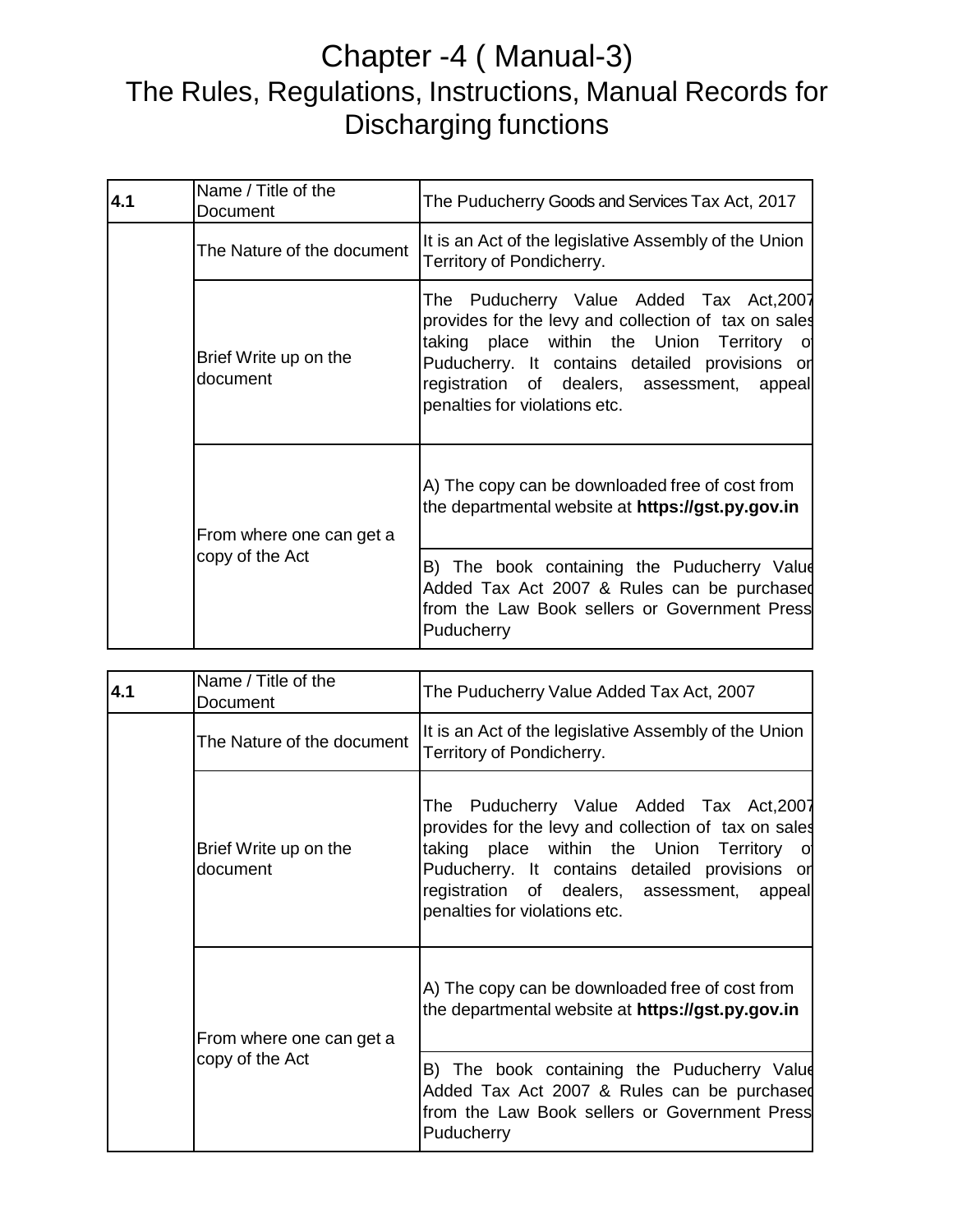# Chapter -4 ( Manual-3)

## The Rules, Regulations, Instructions, Manual Records for Discharging functions

| 4.1 | Name / Title of the Document | The Puducherry Goods and Services Tax Act, 2017 |
|---|---|---|
| | The Nature of the document | It is an Act of the legislative Assembly of the Union Territory of Pondicherry. |
| | Brief Write up on the document | The Puducherry Value Added Tax Act,2007 provides for the levy and collection of tax on sales taking place within the Union Territory of Puducherry. It contains detailed provisions on registration of dealers, assessment, appeal penalties for violations etc. |
| | From where one can get a copy of the Act | A) The copy can be downloaded free of cost from the departmental website at **https://gst.py.gov.in** |
| | | B) The book containing the Puducherry Value Added Tax Act 2007 & Rules can be purchased from the Law Book sellers or Government Press Puducherry |

| 4.1 | Name / Title of the Document | The Puducherry Value Added Tax Act, 2007 |
|---|---|---|
| | The Nature of the document | It is an Act of the legislative Assembly of the Union Territory of Pondicherry. |
| | Brief Write up on the document | The Puducherry Value Added Tax Act,2007 provides for the levy and collection of tax on sales taking place within the Union Territory of Puducherry. It contains detailed provisions on registration of dealers, assessment, appeal penalties for violations etc. |
| | From where one can get a copy of the Act | A) The copy can be downloaded free of cost from the departmental website at **https://gst.py.gov.in** |
| | | B) The book containing the Puducherry Value Added Tax Act 2007 & Rules can be purchased from the Law Book sellers or Government Press Puducherry |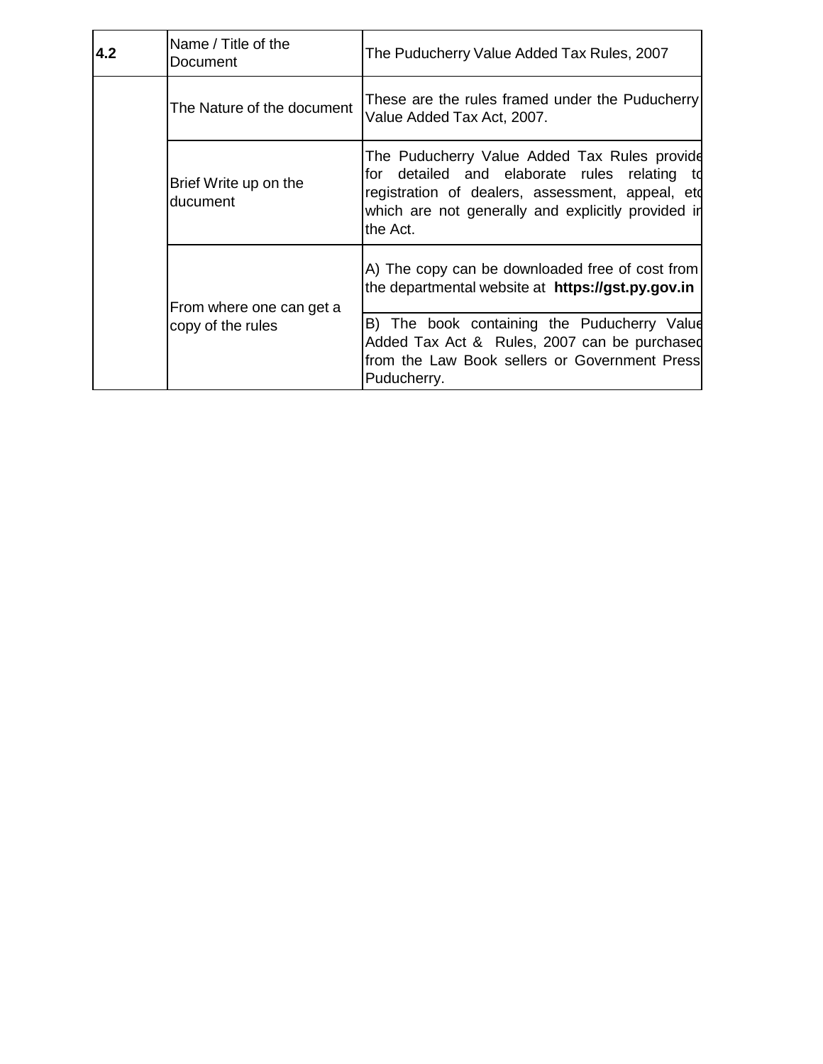| 4.2 | Name / Title of the Document | The Puducherry Value Added Tax Rules, 2007 |
|---|---|---|
| | The Nature of the document | These are the rules framed under the Puducherry Value Added Tax Act, 2007. |
| | Brief Write up on the ducument | The Puducherry Value Added Tax Rules provide for detailed and elaborate rules relating to registration of dealers, assessment, appeal, etc which are not generally and explicitly provided in the Act. |
| | From where one can get a copy of the rules | A) The copy can be downloaded free of cost from the departmental website at **https://gst.py.gov.in** |
| | | B) The book containing the Puducherry Value Added Tax Act & Rules, 2007 can be purchased from the Law Book sellers or Government Press Puducherry. |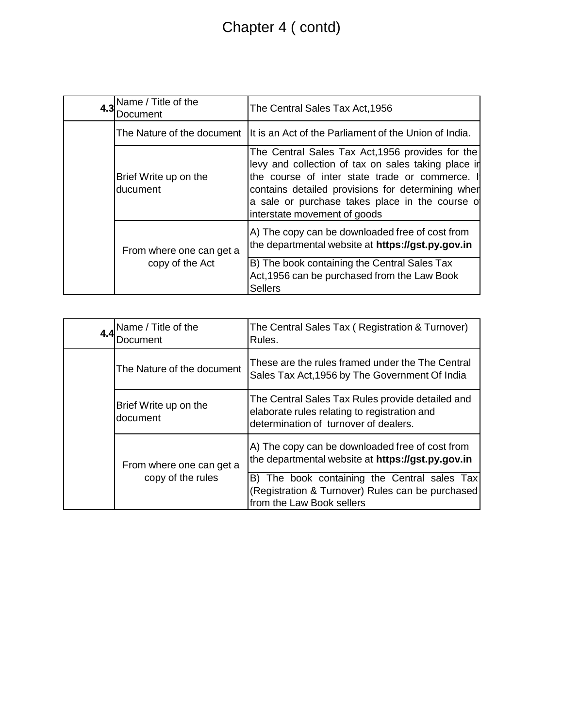# Chapter 4 ( contd)

| 4.3 | Name / Title of the Document | The Central Sales Tax Act,1956 |
|---|---|---|
| | The Nature of the document | It is an Act of the Parliament of the Union of India. |
| | Brief Write up on the ducument | The Central Sales Tax Act,1956 provides for the levy and collection of tax on sales taking place in the course of inter state trade or commerce. It contains detailed provisions for determining when a sale or purchase takes place in the course of interstate movement of goods |
| | From where one can get a copy of the Act | A) The copy can be downloaded free of cost from the departmental website at **https://gst.py.gov.in** |
| | | B) The book containing the Central Sales Tax Act,1956 can be purchased from the Law Book Sellers |

| 4.4 | Name / Title of the Document | The Central Sales Tax ( Registration & Turnover) Rules. |
|---|---|---|
| | The Nature of the document | These are the rules framed under the The Central Sales Tax Act,1956 by The Government Of India |
| | Brief Write up on the document | The Central Sales Tax Rules provide detailed and elaborate rules relating to registration and determination of turnover of dealers. |
| | From where one can get a copy of the rules | A) The copy can be downloaded free of cost from the departmental website at **https://gst.py.gov.in** |
| | | B) The book containing the Central sales Tax (Registration & Turnover) Rules can be purchased from the Law Book sellers |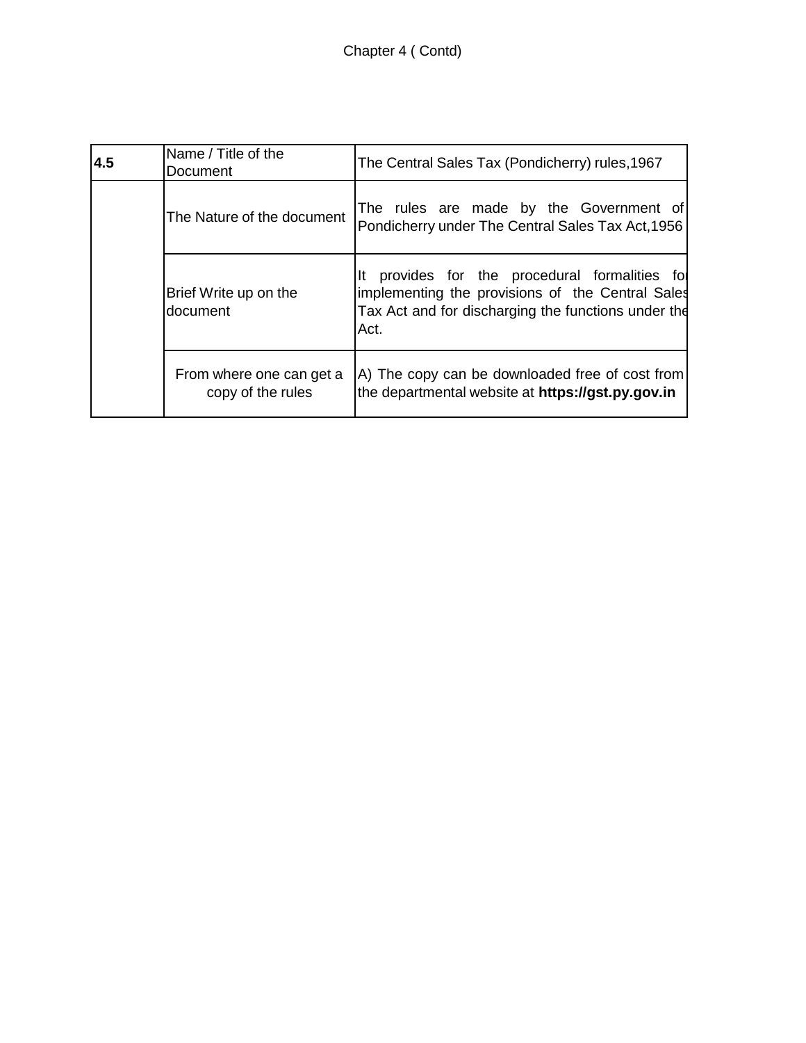Chapter 4 ( Contd)

| | | |
|---|---|---|
| **4.5** | Name / Title of the Document | The Central Sales Tax (Pondicherry) rules,1967 |
| | The Nature of the document | The rules are made by the Government of Pondicherry under The Central Sales Tax Act,1956 |
| | Brief Write up on the document | It provides for the procedural formalities for implementing the provisions of the Central Sales Tax Act and for discharging the functions under the Act. |
| | From where one can get a copy of the rules | A) The copy can be downloaded free of cost from the departmental website at **https://gst.py.gov.in** |